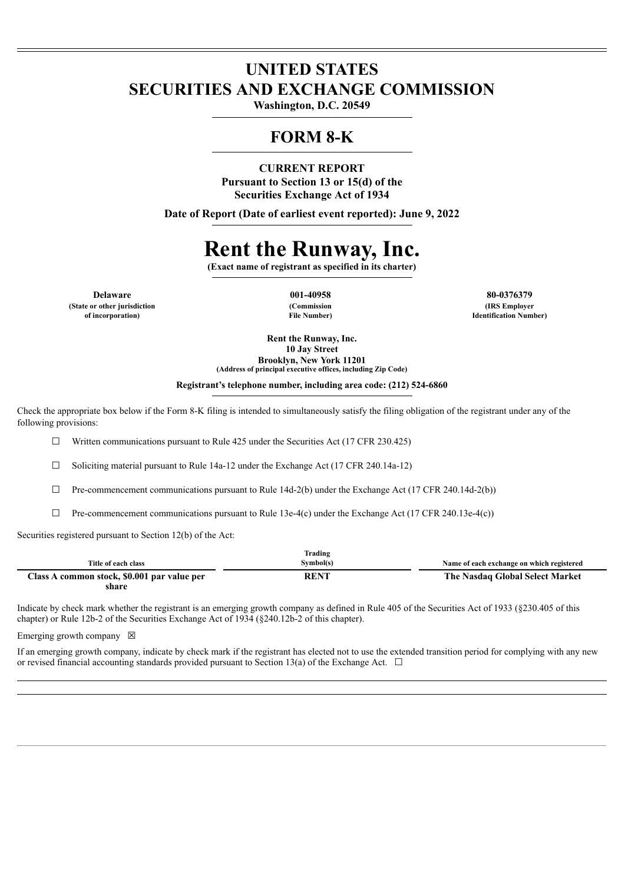# UNITED STATES
# SECURITIES AND EXCHANGE COMMISSION

**Washington, D.C. 20549**

## FORM 8-K

**CURRENT REPORT**
**Pursuant to Section 13 or 15(d) of the**
**Securities Exchange Act of 1934**

**Date of Report (Date of earliest event reported): June 9, 2022**

# Rent the Runway, Inc.

**(Exact name of registrant as specified in its charter)**

| Delaware | 001-40958 | 80-0376379 |
|---|---|---|
| (State or other jurisdiction of incorporation) | (Commission File Number) | (IRS Employer Identification Number) |

**Rent the Runway, Inc.**
**10 Jay Street**
**Brooklyn, New York 11201**
**(Address of principal executive offices, including Zip Code)**

**Registrant's telephone number, including area code: (212) 524-6860**

Check the appropriate box below if the Form 8-K filing is intended to simultaneously satisfy the filing obligation of the registrant under any of the following provisions:

☐ Written communications pursuant to Rule 425 under the Securities Act (17 CFR 230.425)

☐ Soliciting material pursuant to Rule 14a-12 under the Exchange Act (17 CFR 240.14a-12)

☐ Pre-commencement communications pursuant to Rule 14d-2(b) under the Exchange Act (17 CFR 240.14d-2(b))

☐ Pre-commencement communications pursuant to Rule 13e-4(c) under the Exchange Act (17 CFR 240.13e-4(c))

Securities registered pursuant to Section 12(b) of the Act:

| Title of each class | Trading Symbol(s) | Name of each exchange on which registered |
|---|---|---|
| **Class A common stock, $0.001 par value per share** | **RENT** | **The Nasdaq Global Select Market** |

Indicate by check mark whether the registrant is an emerging growth company as defined in Rule 405 of the Securities Act of 1933 (§230.405 of this chapter) or Rule 12b-2 of the Securities Exchange Act of 1934 (§240.12b-2 of this chapter).

Emerging growth company ☒

If an emerging growth company, indicate by check mark if the registrant has elected not to use the extended transition period for complying with any new or revised financial accounting standards provided pursuant to Section 13(a) of the Exchange Act. ☐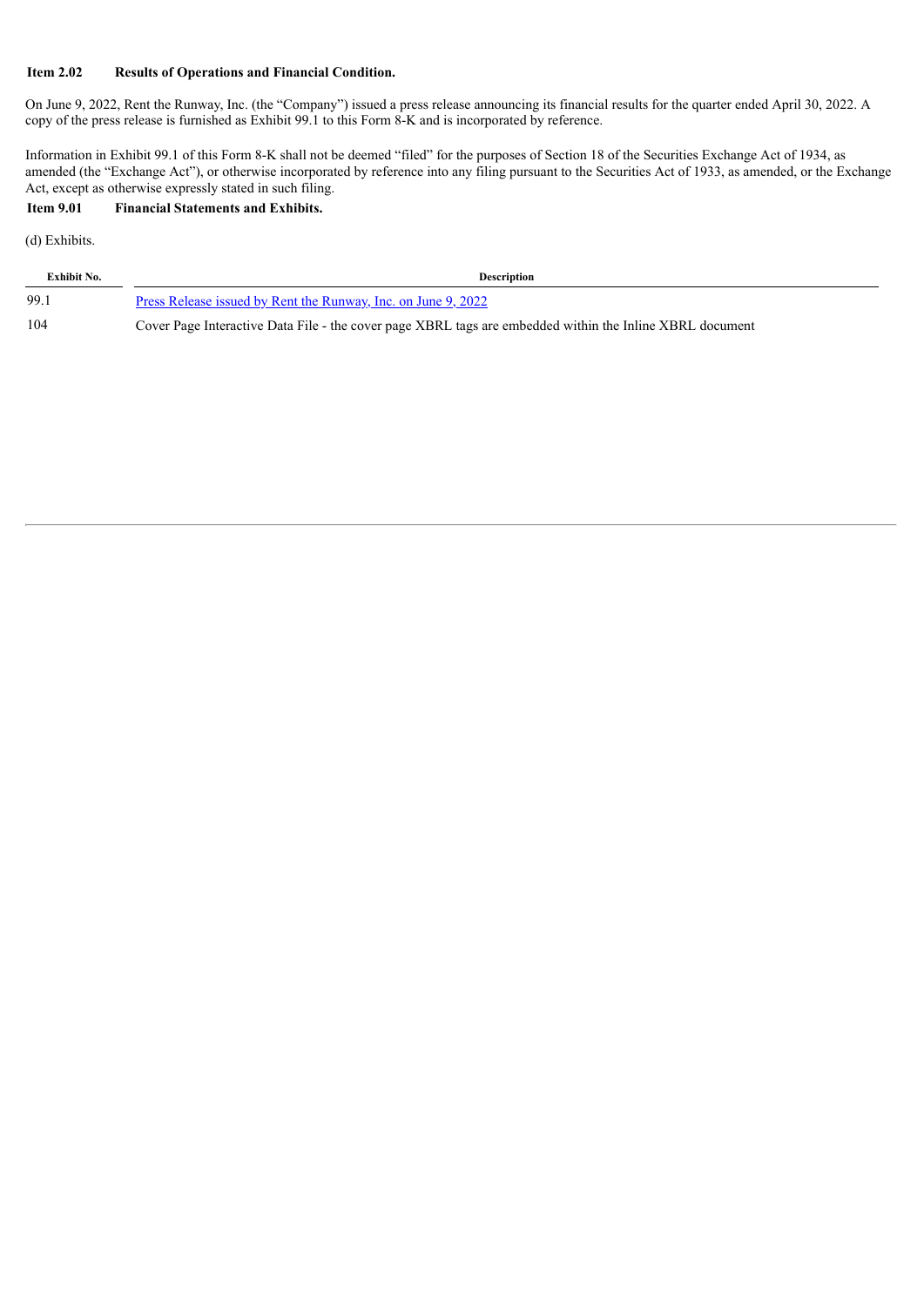**Item 2.02 Results of Operations and Financial Condition.**

On June 9, 2022, Rent the Runway, Inc. (the "Company") issued a press release announcing its financial results for the quarter ended April 30, 2022. A copy of the press release is furnished as Exhibit 99.1 to this Form 8-K and is incorporated by reference.

Information in Exhibit 99.1 of this Form 8-K shall not be deemed "filed" for the purposes of Section 18 of the Securities Exchange Act of 1934, as amended (the "Exchange Act"), or otherwise incorporated by reference into any filing pursuant to the Securities Act of 1933, as amended, or the Exchange Act, except as otherwise expressly stated in such filing.

**Item 9.01 Financial Statements and Exhibits.**

(d) Exhibits.

| Exhibit No. | Description |
|---|---|
| 99.1 | Press Release issued by Rent the Runway, Inc. on June 9, 2022 |
| 104 | Cover Page Interactive Data File - the cover page XBRL tags are embedded within the Inline XBRL document |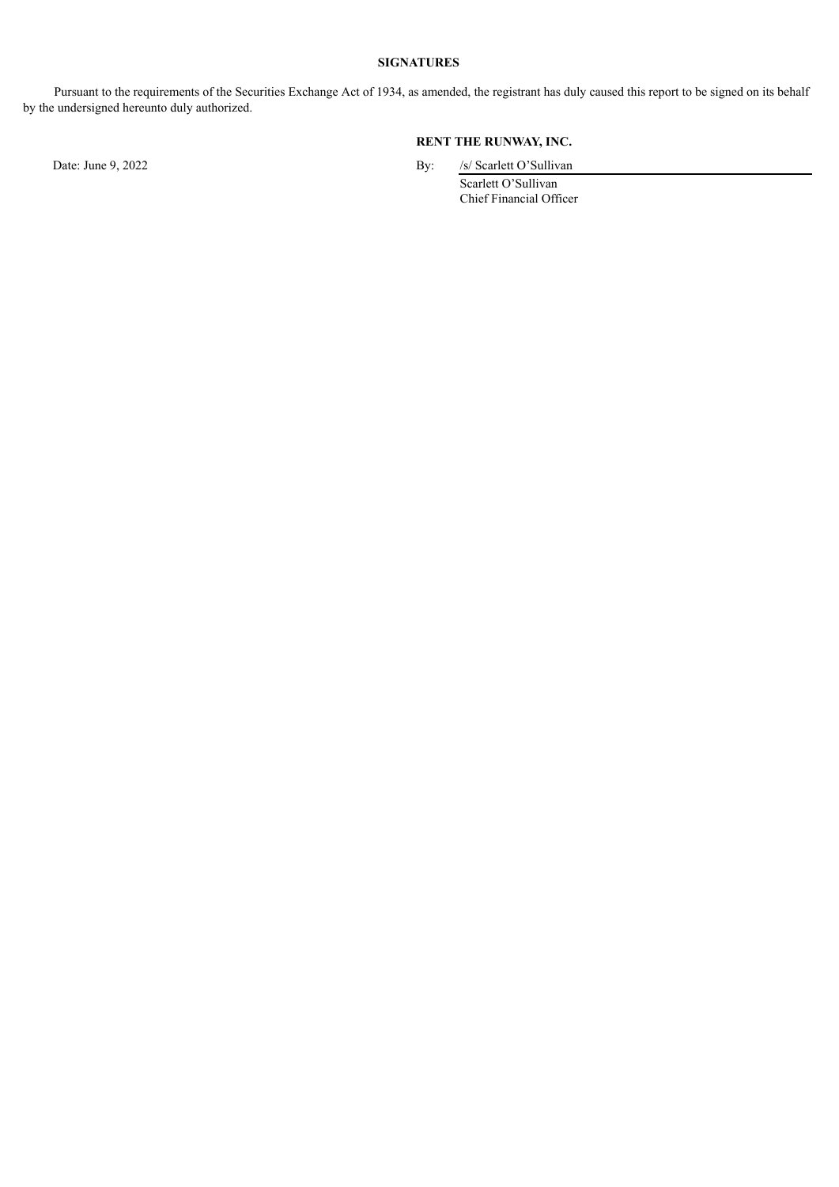**SIGNATURES**

Pursuant to the requirements of the Securities Exchange Act of 1934, as amended, the registrant has duly caused this report to be signed on its behalf by the undersigned hereunto duly authorized.

**RENT THE RUNWAY, INC.**

Date: June 9, 2022

By: /s/ Scarlett O'Sullivan
Scarlett O'Sullivan
Chief Financial Officer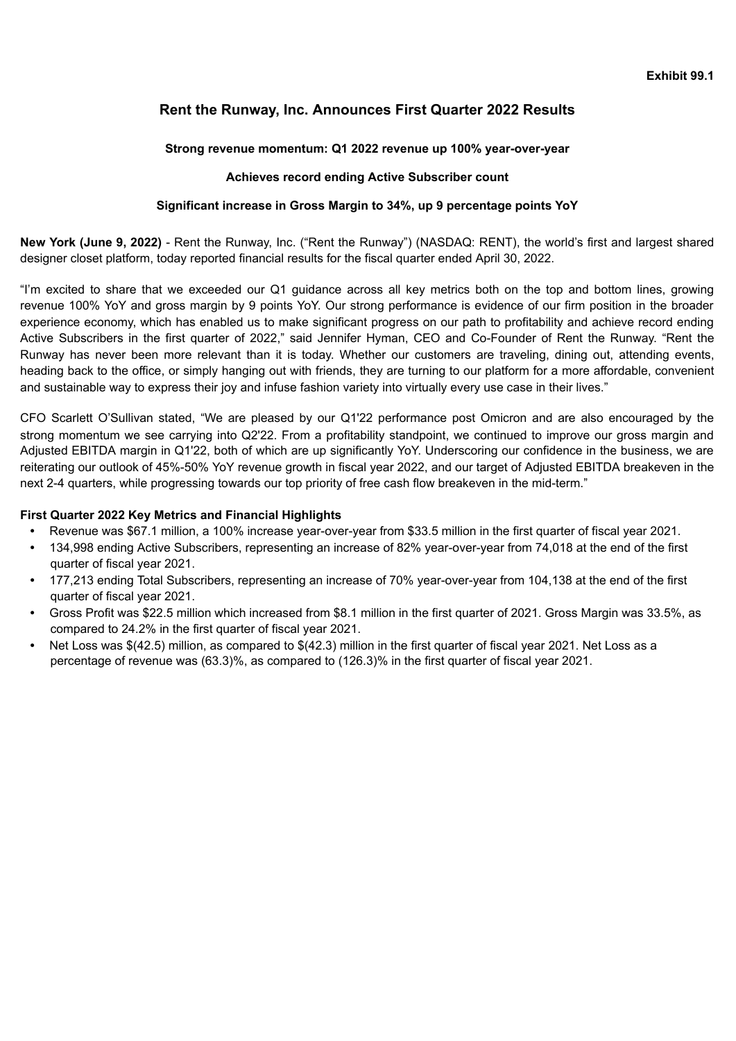**Exhibit 99.1**

# Rent the Runway, Inc. Announces First Quarter 2022 Results

**Strong revenue momentum: Q1 2022 revenue up 100% year-over-year**

**Achieves record ending Active Subscriber count**

**Significant increase in Gross Margin to 34%, up 9 percentage points YoY**

**New York (June 9, 2022)** - Rent the Runway, Inc. ("Rent the Runway") (NASDAQ: RENT), the world's first and largest shared designer closet platform, today reported financial results for the fiscal quarter ended April 30, 2022.

"I'm excited to share that we exceeded our Q1 guidance across all key metrics both on the top and bottom lines, growing revenue 100% YoY and gross margin by 9 points YoY. Our strong performance is evidence of our firm position in the broader experience economy, which has enabled us to make significant progress on our path to profitability and achieve record ending Active Subscribers in the first quarter of 2022," said Jennifer Hyman, CEO and Co-Founder of Rent the Runway. "Rent the Runway has never been more relevant than it is today. Whether our customers are traveling, dining out, attending events, heading back to the office, or simply hanging out with friends, they are turning to our platform for a more affordable, convenient and sustainable way to express their joy and infuse fashion variety into virtually every use case in their lives."

CFO Scarlett O'Sullivan stated, "We are pleased by our Q1'22 performance post Omicron and are also encouraged by the strong momentum we see carrying into Q2'22. From a profitability standpoint, we continued to improve our gross margin and Adjusted EBITDA margin in Q1'22, both of which are up significantly YoY. Underscoring our confidence in the business, we are reiterating our outlook of 45%-50% YoY revenue growth in fiscal year 2022, and our target of Adjusted EBITDA breakeven in the next 2-4 quarters, while progressing towards our top priority of free cash flow breakeven in the mid-term."

**First Quarter 2022 Key Metrics and Financial Highlights**

- Revenue was $67.1 million, a 100% increase year-over-year from $33.5 million in the first quarter of fiscal year 2021.
- 134,998 ending Active Subscribers, representing an increase of 82% year-over-year from 74,018 at the end of the first quarter of fiscal year 2021.
- 177,213 ending Total Subscribers, representing an increase of 70% year-over-year from 104,138 at the end of the first quarter of fiscal year 2021.
- Gross Profit was $22.5 million which increased from $8.1 million in the first quarter of 2021. Gross Margin was 33.5%, as compared to 24.2% in the first quarter of fiscal year 2021.
- Net Loss was $(42.5) million, as compared to $(42.3) million in the first quarter of fiscal year 2021. Net Loss as a percentage of revenue was (63.3)%, as compared to (126.3)% in the first quarter of fiscal year 2021.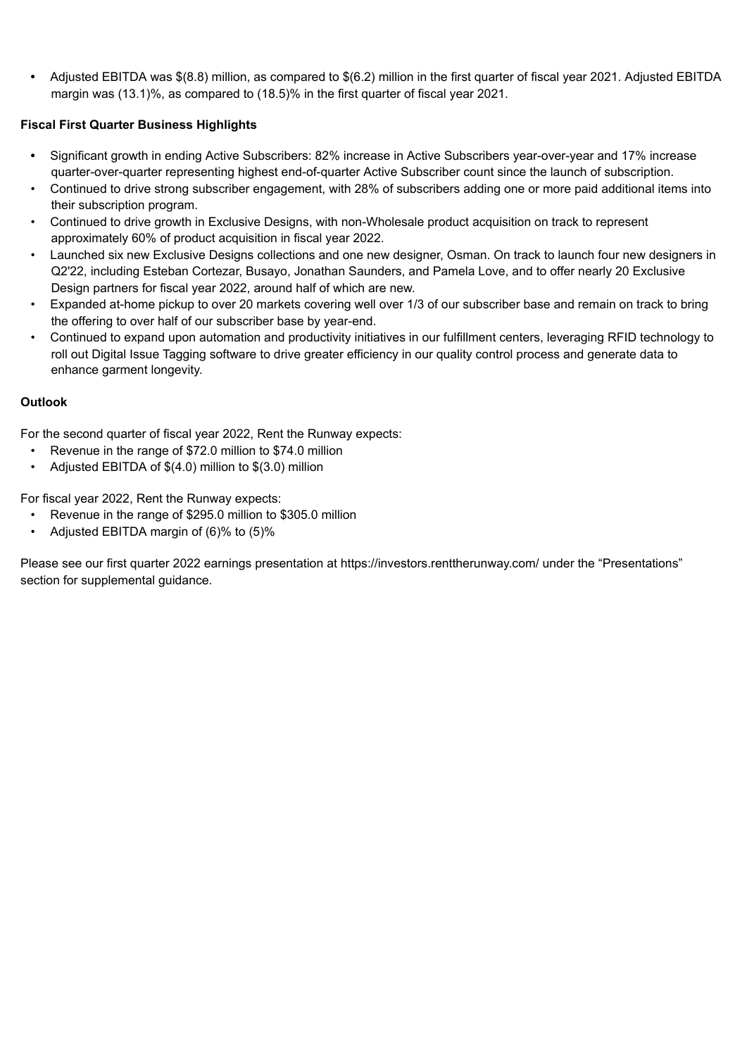- Adjusted EBITDA was $(8.8) million, as compared to $(6.2) million in the first quarter of fiscal year 2021. Adjusted EBITDA margin was (13.1)%, as compared to (18.5)% in the first quarter of fiscal year 2021.

**Fiscal First Quarter Business Highlights**

- Significant growth in ending Active Subscribers: 82% increase in Active Subscribers year-over-year and 17% increase quarter-over-quarter representing highest end-of-quarter Active Subscriber count since the launch of subscription.
- Continued to drive strong subscriber engagement, with 28% of subscribers adding one or more paid additional items into their subscription program.
- Continued to drive growth in Exclusive Designs, with non-Wholesale product acquisition on track to represent approximately 60% of product acquisition in fiscal year 2022.
- Launched six new Exclusive Designs collections and one new designer, Osman. On track to launch four new designers in Q2'22, including Esteban Cortezar, Busayo, Jonathan Saunders, and Pamela Love, and to offer nearly 20 Exclusive Design partners for fiscal year 2022, around half of which are new.
- Expanded at-home pickup to over 20 markets covering well over 1/3 of our subscriber base and remain on track to bring the offering to over half of our subscriber base by year-end.
- Continued to expand upon automation and productivity initiatives in our fulfillment centers, leveraging RFID technology to roll out Digital Issue Tagging software to drive greater efficiency in our quality control process and generate data to enhance garment longevity.

**Outlook**

For the second quarter of fiscal year 2022, Rent the Runway expects:

- Revenue in the range of $72.0 million to $74.0 million
- Adjusted EBITDA of $(4.0) million to $(3.0) million

For fiscal year 2022, Rent the Runway expects:

- Revenue in the range of $295.0 million to $305.0 million
- Adjusted EBITDA margin of (6)% to (5)%

Please see our first quarter 2022 earnings presentation at https://investors.renttherunway.com/ under the "Presentations" section for supplemental guidance.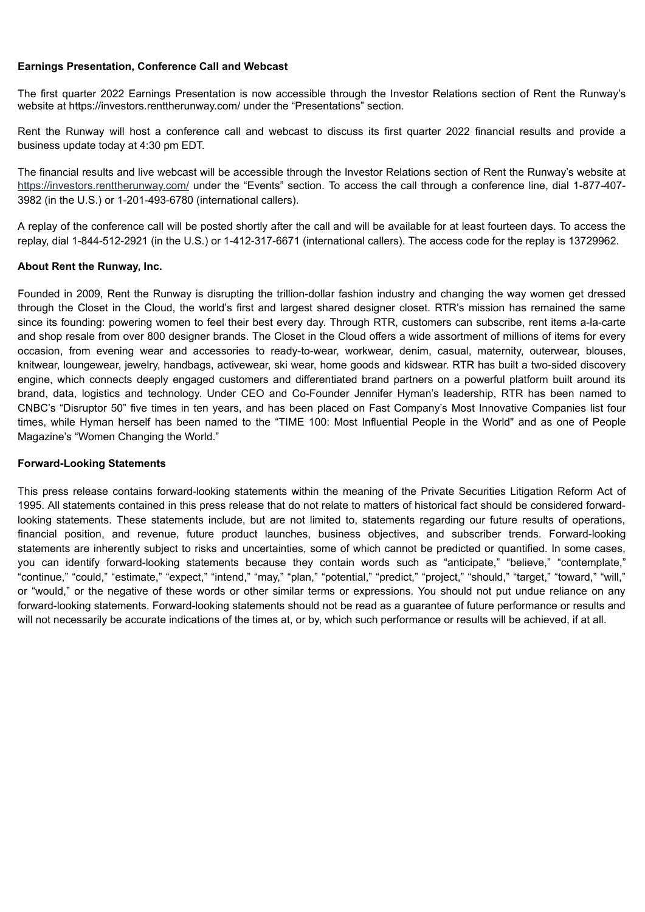**Earnings Presentation, Conference Call and Webcast**

The first quarter 2022 Earnings Presentation is now accessible through the Investor Relations section of Rent the Runway's website at https://investors.renttherunway.com/ under the "Presentations" section.

Rent the Runway will host a conference call and webcast to discuss its first quarter 2022 financial results and provide a business update today at 4:30 pm EDT.

The financial results and live webcast will be accessible through the Investor Relations section of Rent the Runway's website at https://investors.renttherunway.com/ under the "Events" section. To access the call through a conference line, dial 1-877-407-3982 (in the U.S.) or 1-201-493-6780 (international callers).

A replay of the conference call will be posted shortly after the call and will be available for at least fourteen days. To access the replay, dial 1-844-512-2921 (in the U.S.) or 1-412-317-6671 (international callers). The access code for the replay is 13729962.

**About Rent the Runway, Inc.**

Founded in 2009, Rent the Runway is disrupting the trillion-dollar fashion industry and changing the way women get dressed through the Closet in the Cloud, the world's first and largest shared designer closet. RTR's mission has remained the same since its founding: powering women to feel their best every day. Through RTR, customers can subscribe, rent items a-la-carte and shop resale from over 800 designer brands. The Closet in the Cloud offers a wide assortment of millions of items for every occasion, from evening wear and accessories to ready-to-wear, workwear, denim, casual, maternity, outerwear, blouses, knitwear, loungewear, jewelry, handbags, activewear, ski wear, home goods and kidswear. RTR has built a two-sided discovery engine, which connects deeply engaged customers and differentiated brand partners on a powerful platform built around its brand, data, logistics and technology. Under CEO and Co-Founder Jennifer Hyman's leadership, RTR has been named to CNBC's "Disruptor 50" five times in ten years, and has been placed on Fast Company's Most Innovative Companies list four times, while Hyman herself has been named to the "TIME 100: Most Influential People in the World" and as one of People Magazine's "Women Changing the World."

**Forward-Looking Statements**

This press release contains forward-looking statements within the meaning of the Private Securities Litigation Reform Act of 1995. All statements contained in this press release that do not relate to matters of historical fact should be considered forward-looking statements. These statements include, but are not limited to, statements regarding our future results of operations, financial position, and revenue, future product launches, business objectives, and subscriber trends. Forward-looking statements are inherently subject to risks and uncertainties, some of which cannot be predicted or quantified. In some cases, you can identify forward-looking statements because they contain words such as "anticipate," "believe," "contemplate," "continue," "could," "estimate," "expect," "intend," "may," "plan," "potential," "predict," "project," "should," "target," "toward," "will," or "would," or the negative of these words or other similar terms or expressions. You should not put undue reliance on any forward-looking statements. Forward-looking statements should not be read as a guarantee of future performance or results and will not necessarily be accurate indications of the times at, or by, which such performance or results will be achieved, if at all.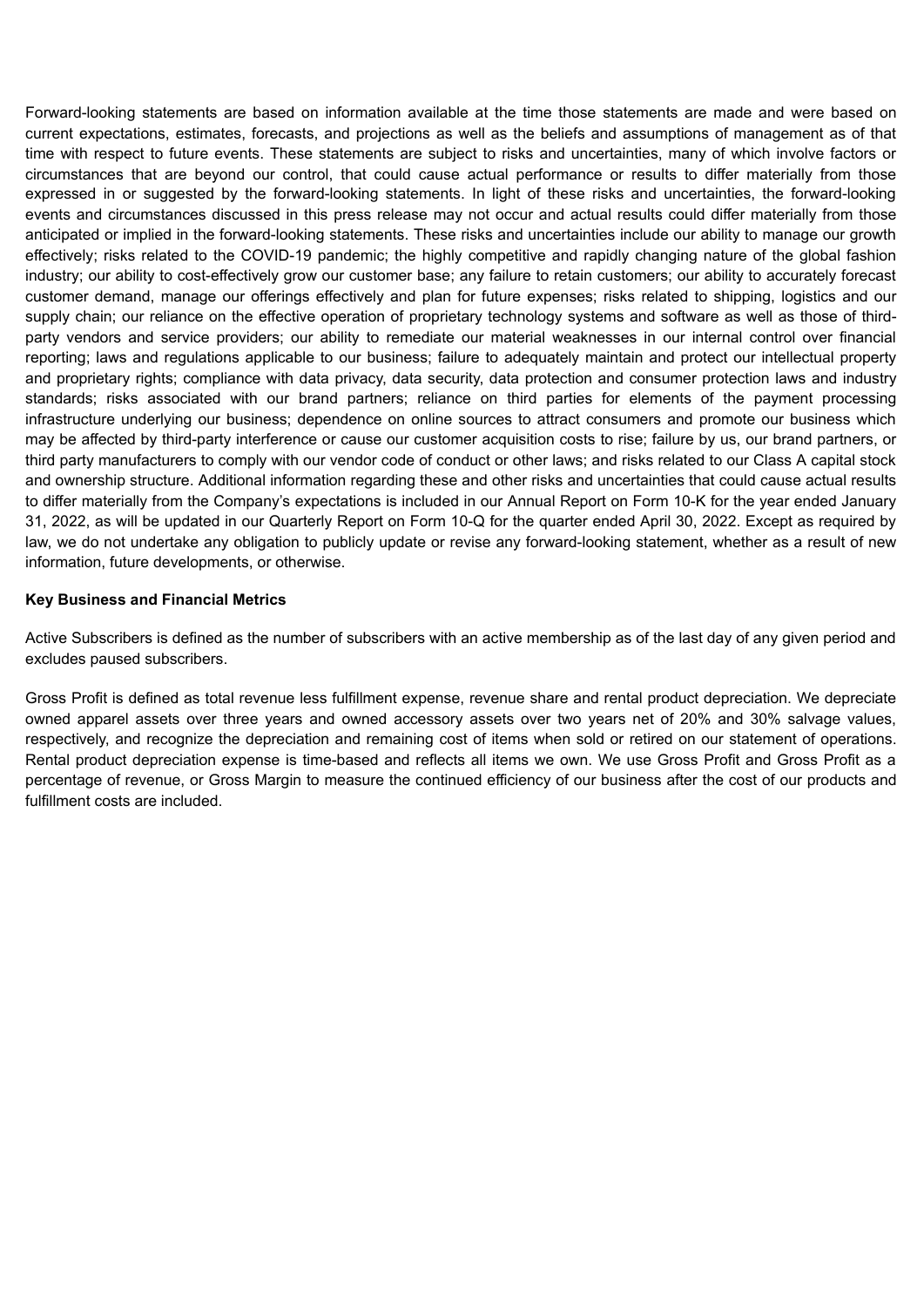Forward-looking statements are based on information available at the time those statements are made and were based on current expectations, estimates, forecasts, and projections as well as the beliefs and assumptions of management as of that time with respect to future events. These statements are subject to risks and uncertainties, many of which involve factors or circumstances that are beyond our control, that could cause actual performance or results to differ materially from those expressed in or suggested by the forward-looking statements. In light of these risks and uncertainties, the forward-looking events and circumstances discussed in this press release may not occur and actual results could differ materially from those anticipated or implied in the forward-looking statements. These risks and uncertainties include our ability to manage our growth effectively; risks related to the COVID-19 pandemic; the highly competitive and rapidly changing nature of the global fashion industry; our ability to cost-effectively grow our customer base; any failure to retain customers; our ability to accurately forecast customer demand, manage our offerings effectively and plan for future expenses; risks related to shipping, logistics and our supply chain; our reliance on the effective operation of proprietary technology systems and software as well as those of third-party vendors and service providers; our ability to remediate our material weaknesses in our internal control over financial reporting; laws and regulations applicable to our business; failure to adequately maintain and protect our intellectual property and proprietary rights; compliance with data privacy, data security, data protection and consumer protection laws and industry standards; risks associated with our brand partners; reliance on third parties for elements of the payment processing infrastructure underlying our business; dependence on online sources to attract consumers and promote our business which may be affected by third-party interference or cause our customer acquisition costs to rise; failure by us, our brand partners, or third party manufacturers to comply with our vendor code of conduct or other laws; and risks related to our Class A capital stock and ownership structure. Additional information regarding these and other risks and uncertainties that could cause actual results to differ materially from the Company's expectations is included in our Annual Report on Form 10-K for the year ended January 31, 2022, as will be updated in our Quarterly Report on Form 10-Q for the quarter ended April 30, 2022. Except as required by law, we do not undertake any obligation to publicly update or revise any forward-looking statement, whether as a result of new information, future developments, or otherwise.

**Key Business and Financial Metrics**

Active Subscribers is defined as the number of subscribers with an active membership as of the last day of any given period and excludes paused subscribers.

Gross Profit is defined as total revenue less fulfillment expense, revenue share and rental product depreciation. We depreciate owned apparel assets over three years and owned accessory assets over two years net of 20% and 30% salvage values, respectively, and recognize the depreciation and remaining cost of items when sold or retired on our statement of operations. Rental product depreciation expense is time-based and reflects all items we own. We use Gross Profit and Gross Profit as a percentage of revenue, or Gross Margin to measure the continued efficiency of our business after the cost of our products and fulfillment costs are included.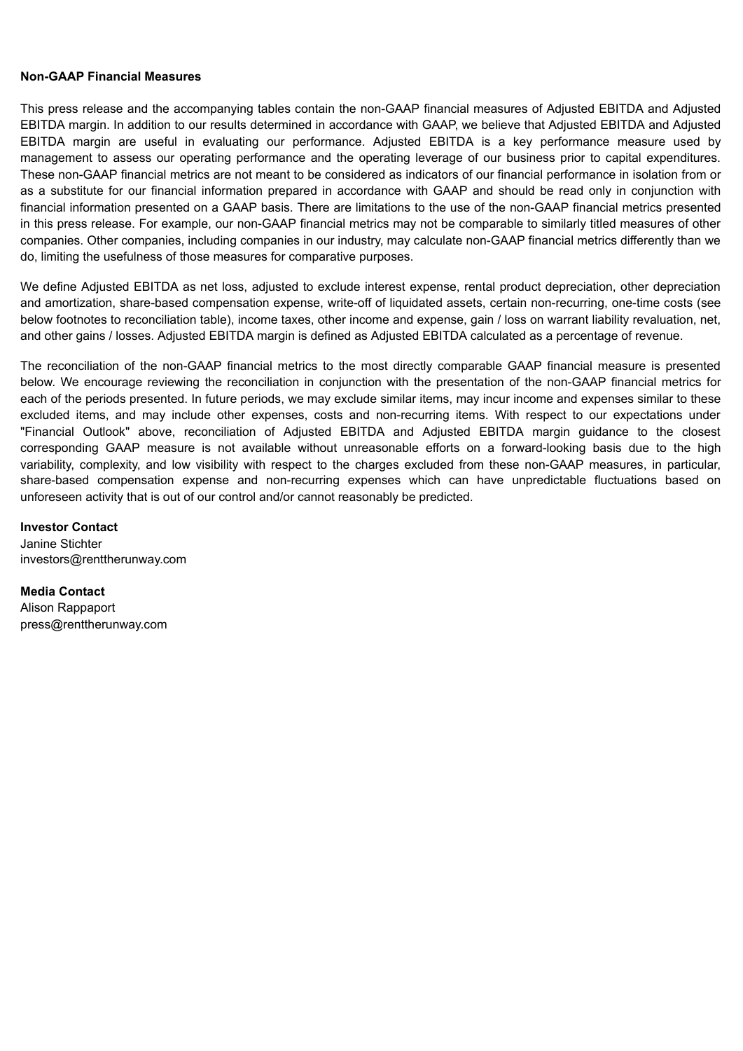**Non-GAAP Financial Measures**

This press release and the accompanying tables contain the non-GAAP financial measures of Adjusted EBITDA and Adjusted EBITDA margin. In addition to our results determined in accordance with GAAP, we believe that Adjusted EBITDA and Adjusted EBITDA margin are useful in evaluating our performance. Adjusted EBITDA is a key performance measure used by management to assess our operating performance and the operating leverage of our business prior to capital expenditures. These non-GAAP financial metrics are not meant to be considered as indicators of our financial performance in isolation from or as a substitute for our financial information prepared in accordance with GAAP and should be read only in conjunction with financial information presented on a GAAP basis. There are limitations to the use of the non-GAAP financial metrics presented in this press release. For example, our non-GAAP financial metrics may not be comparable to similarly titled measures of other companies. Other companies, including companies in our industry, may calculate non-GAAP financial metrics differently than we do, limiting the usefulness of those measures for comparative purposes.

We define Adjusted EBITDA as net loss, adjusted to exclude interest expense, rental product depreciation, other depreciation and amortization, share-based compensation expense, write-off of liquidated assets, certain non-recurring, one-time costs (see below footnotes to reconciliation table), income taxes, other income and expense, gain / loss on warrant liability revaluation, net, and other gains / losses. Adjusted EBITDA margin is defined as Adjusted EBITDA calculated as a percentage of revenue.

The reconciliation of the non-GAAP financial metrics to the most directly comparable GAAP financial measure is presented below. We encourage reviewing the reconciliation in conjunction with the presentation of the non-GAAP financial metrics for each of the periods presented. In future periods, we may exclude similar items, may incur income and expenses similar to these excluded items, and may include other expenses, costs and non-recurring items. With respect to our expectations under "Financial Outlook" above, reconciliation of Adjusted EBITDA and Adjusted EBITDA margin guidance to the closest corresponding GAAP measure is not available without unreasonable efforts on a forward-looking basis due to the high variability, complexity, and low visibility with respect to the charges excluded from these non-GAAP measures, in particular, share-based compensation expense and non-recurring expenses which can have unpredictable fluctuations based on unforeseen activity that is out of our control and/or cannot reasonably be predicted.

**Investor Contact**
Janine Stichter
investors@renttherunway.com

**Media Contact**
Alison Rappaport
press@renttherunway.com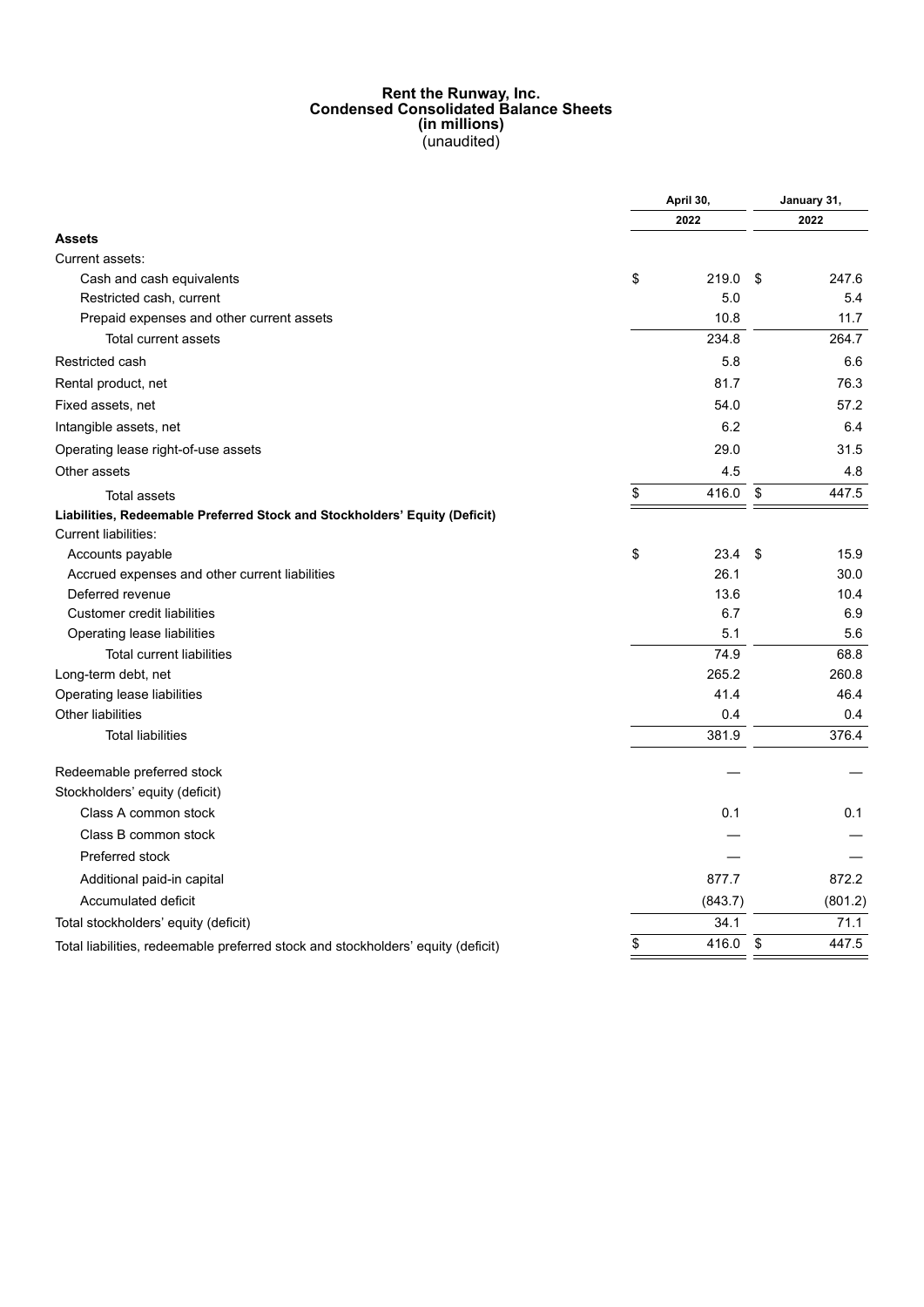# Rent the Runway, Inc.
## Condensed Consolidated Balance Sheets
## (in millions)
(unaudited)

| | April 30, 2022 | January 31, 2022 |
|---|---|---|
| **Assets** | | |
| Current assets: | | |
| Cash and cash equivalents | $ 219.0 | $ 247.6 |
| Restricted cash, current | 5.0 | 5.4 |
| Prepaid expenses and other current assets | 10.8 | 11.7 |
| Total current assets | 234.8 | 264.7 |
| Restricted cash | 5.8 | 6.6 |
| Rental product, net | 81.7 | 76.3 |
| Fixed assets, net | 54.0 | 57.2 |
| Intangible assets, net | 6.2 | 6.4 |
| Operating lease right-of-use assets | 29.0 | 31.5 |
| Other assets | 4.5 | 4.8 |
| Total assets | $ 416.0 | $ 447.5 |
| **Liabilities, Redeemable Preferred Stock and Stockholders' Equity (Deficit)** | | |
| Current liabilities: | | |
| Accounts payable | $ 23.4 | $ 15.9 |
| Accrued expenses and other current liabilities | 26.1 | 30.0 |
| Deferred revenue | 13.6 | 10.4 |
| Customer credit liabilities | 6.7 | 6.9 |
| Operating lease liabilities | 5.1 | 5.6 |
| Total current liabilities | 74.9 | 68.8 |
| Long-term debt, net | 265.2 | 260.8 |
| Operating lease liabilities | 41.4 | 46.4 |
| Other liabilities | 0.4 | 0.4 |
| Total liabilities | 381.9 | 376.4 |
| Redeemable preferred stock | — | — |
| Stockholders' equity (deficit) | | |
| Class A common stock | 0.1 | 0.1 |
| Class B common stock | — | — |
| Preferred stock | — | — |
| Additional paid-in capital | 877.7 | 872.2 |
| Accumulated deficit | (843.7) | (801.2) |
| Total stockholders' equity (deficit) | 34.1 | 71.1 |
| Total liabilities, redeemable preferred stock and stockholders' equity (deficit) | $ 416.0 | $ 447.5 |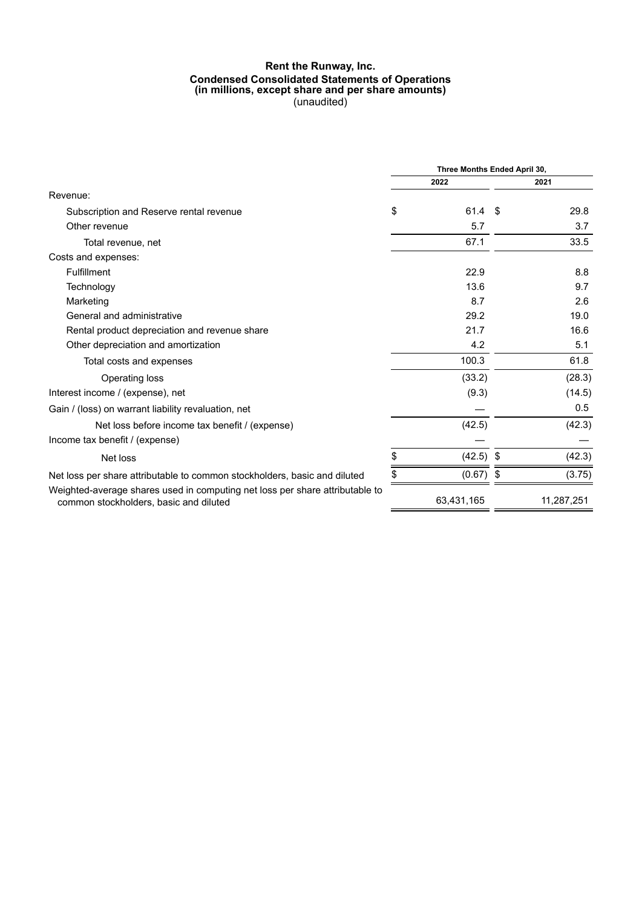# Rent the Runway, Inc.

## Condensed Consolidated Statements of Operations

### (in millions, except share and per share amounts)

(unaudited)

| | Three Months Ended April 30, | |
|---|---|---|
| | 2022 | 2021 |
| Revenue: | | |
| Subscription and Reserve rental revenue | $ 61.4 | $ 29.8 |
| Other revenue | 5.7 | 3.7 |
| Total revenue, net | 67.1 | 33.5 |
| Costs and expenses: | | |
| Fulfillment | 22.9 | 8.8 |
| Technology | 13.6 | 9.7 |
| Marketing | 8.7 | 2.6 |
| General and administrative | 29.2 | 19.0 |
| Rental product depreciation and revenue share | 21.7 | 16.6 |
| Other depreciation and amortization | 4.2 | 5.1 |
| Total costs and expenses | 100.3 | 61.8 |
| Operating loss | (33.2) | (28.3) |
| Interest income / (expense), net | (9.3) | (14.5) |
| Gain / (loss) on warrant liability revaluation, net | — | 0.5 |
| Net loss before income tax benefit / (expense) | (42.5) | (42.3) |
| Income tax benefit / (expense) | — | — |
| Net loss | $ (42.5) | $ (42.3) |
| Net loss per share attributable to common stockholders, basic and diluted | $ (0.67) | $ (3.75) |
| Weighted-average shares used in computing net loss per share attributable to common stockholders, basic and diluted | 63,431,165 | 11,287,251 |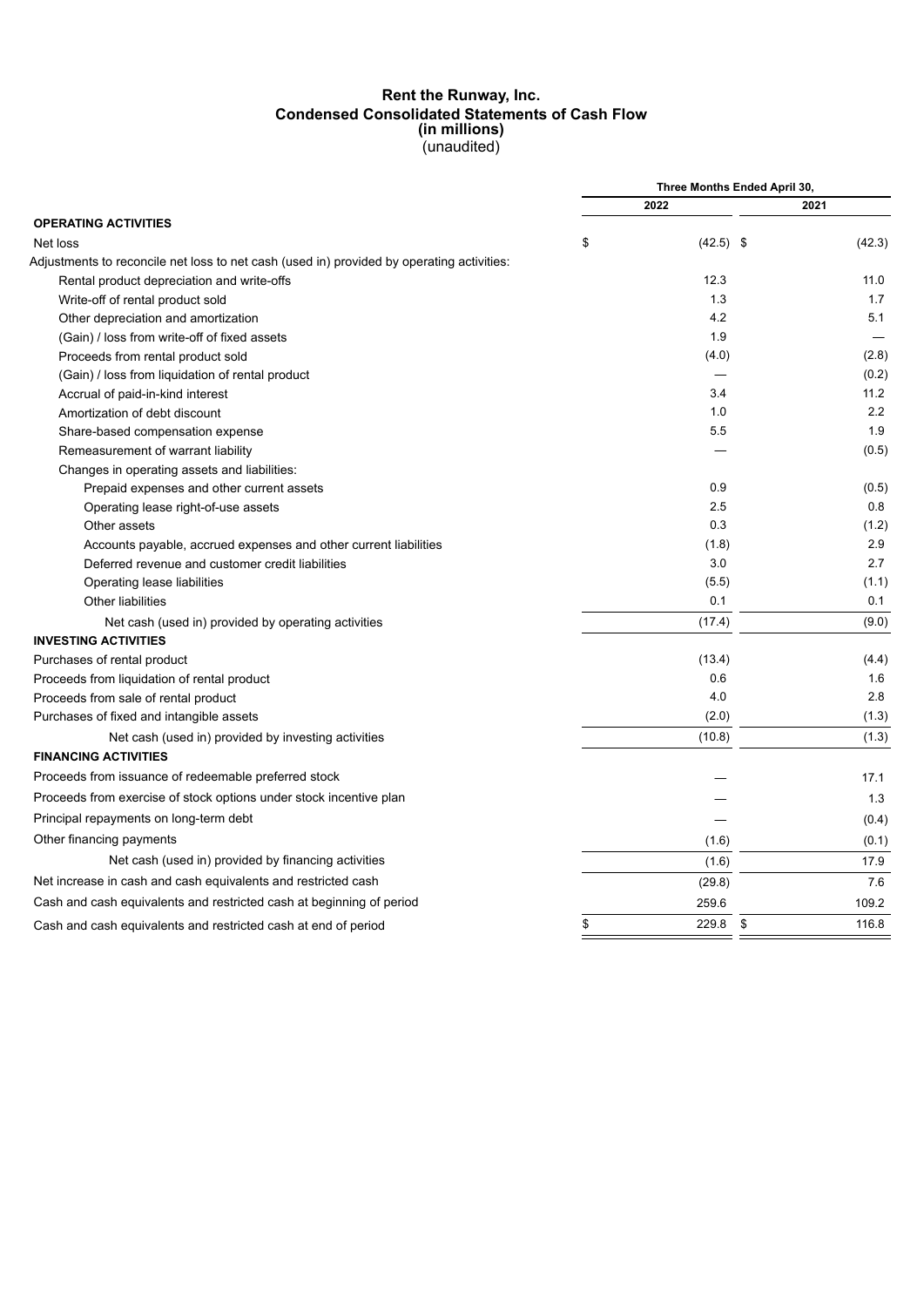**Rent the Runway, Inc.**
**Condensed Consolidated Statements of Cash Flow**
**(in millions)**
(unaudited)

| | Three Months Ended April 30, | |
|---|---|---|
| | 2022 | 2021 |
| **OPERATING ACTIVITIES** | | |
| Net loss | $ (42.5) | $ (42.3) |
| Adjustments to reconcile net loss to net cash (used in) provided by operating activities: | | |
| Rental product depreciation and write-offs | 12.3 | 11.0 |
| Write-off of rental product sold | 1.3 | 1.7 |
| Other depreciation and amortization | 4.2 | 5.1 |
| (Gain) / loss from write-off of fixed assets | 1.9 | — |
| Proceeds from rental product sold | (4.0) | (2.8) |
| (Gain) / loss from liquidation of rental product | — | (0.2) |
| Accrual of paid-in-kind interest | 3.4 | 11.2 |
| Amortization of debt discount | 1.0 | 2.2 |
| Share-based compensation expense | 5.5 | 1.9 |
| Remeasurement of warrant liability | — | (0.5) |
| Changes in operating assets and liabilities: | | |
| Prepaid expenses and other current assets | 0.9 | (0.5) |
| Operating lease right-of-use assets | 2.5 | 0.8 |
| Other assets | 0.3 | (1.2) |
| Accounts payable, accrued expenses and other current liabilities | (1.8) | 2.9 |
| Deferred revenue and customer credit liabilities | 3.0 | 2.7 |
| Operating lease liabilities | (5.5) | (1.1) |
| Other liabilities | 0.1 | 0.1 |
| Net cash (used in) provided by operating activities | (17.4) | (9.0) |
| **INVESTING ACTIVITIES** | | |
| Purchases of rental product | (13.4) | (4.4) |
| Proceeds from liquidation of rental product | 0.6 | 1.6 |
| Proceeds from sale of rental product | 4.0 | 2.8 |
| Purchases of fixed and intangible assets | (2.0) | (1.3) |
| Net cash (used in) provided by investing activities | (10.8) | (1.3) |
| **FINANCING ACTIVITIES** | | |
| Proceeds from issuance of redeemable preferred stock | — | 17.1 |
| Proceeds from exercise of stock options under stock incentive plan | — | 1.3 |
| Principal repayments on long-term debt | — | (0.4) |
| Other financing payments | (1.6) | (0.1) |
| Net cash (used in) provided by financing activities | (1.6) | 17.9 |
| Net increase in cash and cash equivalents and restricted cash | (29.8) | 7.6 |
| Cash and cash equivalents and restricted cash at beginning of period | 259.6 | 109.2 |
| Cash and cash equivalents and restricted cash at end of period | $ 229.8 | $ 116.8 |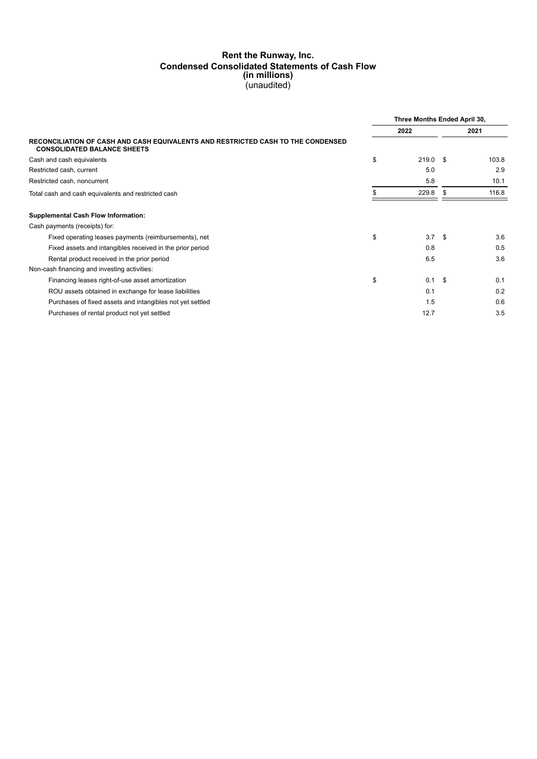# Rent the Runway, Inc.
## Condensed Consolidated Statements of Cash Flow
### (in millions)
(unaudited)

| | Three Months Ended April 30, | |
|---|---|---|
| | 2022 | 2021 |
| **RECONCILIATION OF CASH AND CASH EQUIVALENTS AND RESTRICTED CASH TO THE CONDENSED CONSOLIDATED BALANCE SHEETS** | | |
| Cash and cash equivalents | $ 219.0 | $ 103.8 |
| Restricted cash, current | 5.0 | 2.9 |
| Restricted cash, noncurrent | 5.8 | 10.1 |
| Total cash and cash equivalents and restricted cash | $ 229.8 | $ 116.8 |
| | | |
| **Supplemental Cash Flow Information:** | | |
| Cash payments (receipts) for: | | |
| Fixed operating leases payments (reimbursements), net | $ 3.7 | $ 3.6 |
| Fixed assets and intangibles received in the prior period | 0.8 | 0.5 |
| Rental product received in the prior period | 6.5 | 3.6 |
| Non-cash financing and investing activities: | | |
| Financing leases right-of-use asset amortization | $ 0.1 | $ 0.1 |
| ROU assets obtained in exchange for lease liabilities | 0.1 | 0.2 |
| Purchases of fixed assets and intangibles not yet settled | 1.5 | 0.6 |
| Purchases of rental product not yet settled | 12.7 | 3.5 |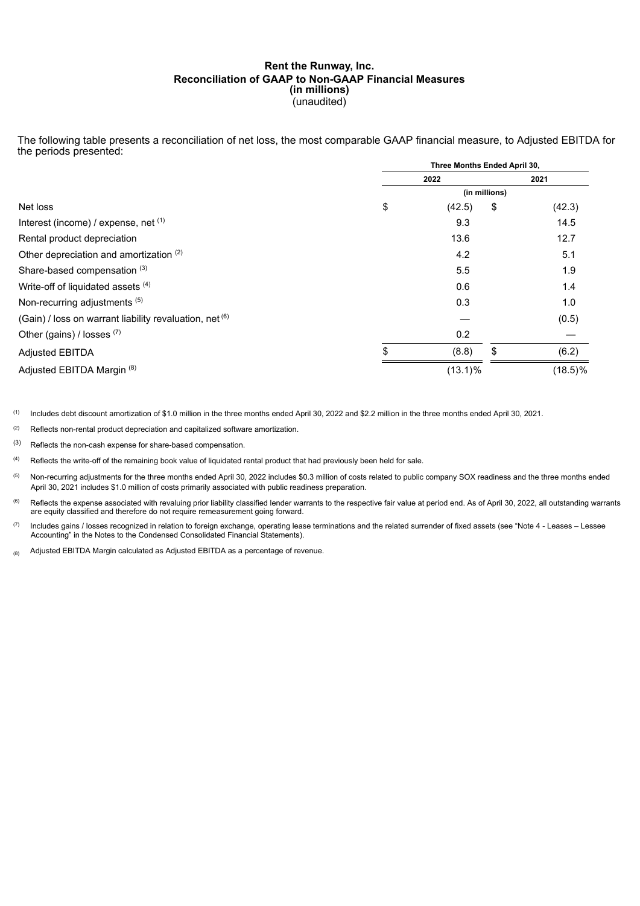# Rent the Runway, Inc.
## Reconciliation of GAAP to Non-GAAP Financial Measures
**(in millions)**
(unaudited)

The following table presents a reconciliation of net loss, the most comparable GAAP financial measure, to Adjusted EBITDA for the periods presented:

| | Three Months Ended April 30, | |
|---|---|---|
| | 2022 | 2021 |
| | (in millions) | |
| Net loss | $ (42.5) | $ (42.3) |
| Interest (income) / expense, net [1] | 9.3 | 14.5 |
| Rental product depreciation | 13.6 | 12.7 |
| Other depreciation and amortization [2] | 4.2 | 5.1 |
| Share-based compensation [3] | 5.5 | 1.9 |
| Write-off of liquidated assets [4] | 0.6 | 1.4 |
| Non-recurring adjustments [5] | 0.3 | 1.0 |
| (Gain) / loss on warrant liability revaluation, net [6] | — | (0.5) |
| Other (gains) / losses [7] | 0.2 | — |
| Adjusted EBITDA | $ (8.8) | $ (6.2) |
| Adjusted EBITDA Margin [8] | (13.1)% | (18.5)% |

(1) Includes debt discount amortization of $1.0 million in the three months ended April 30, 2022 and $2.2 million in the three months ended April 30, 2021.

(2) Reflects non-rental product depreciation and capitalized software amortization.

(3) Reflects the non-cash expense for share-based compensation.

(4) Reflects the write-off of the remaining book value of liquidated rental product that had previously been held for sale.

(5) Non-recurring adjustments for the three months ended April 30, 2022 includes $0.3 million of costs related to public company SOX readiness and the three months ended April 30, 2021 includes $1.0 million of costs primarily associated with public readiness preparation.

(6) Reflects the expense associated with revaluing prior liability classified lender warrants to the respective fair value at period end. As of April 30, 2022, all outstanding warrants are equity classified and therefore do not require remeasurement going forward.

(7) Includes gains / losses recognized in relation to foreign exchange, operating lease terminations and the related surrender of fixed assets (see "Note 4 - Leases – Lessee Accounting" in the Notes to the Condensed Consolidated Financial Statements).

(8) Adjusted EBITDA Margin calculated as Adjusted EBITDA as a percentage of revenue.